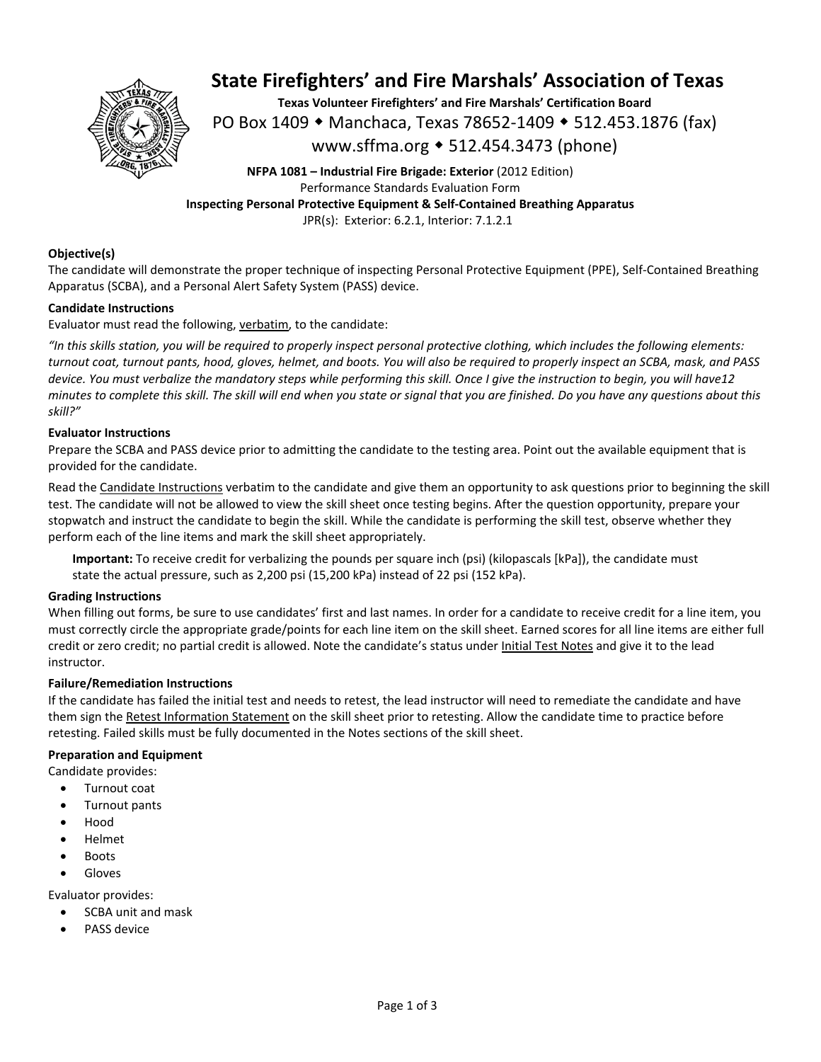# State Firefighters' and Fire Marshals' Association of Texas

**Texas Volunteer Firefighters' and Fire Marshals' Certification Board**

PO Box 1409 ◆ Manchaca, Texas 78652-1409 ◆ 512.453.1876 (fax)

www.sffma.org ◆ 512.454.3473 (phone)

**NFPA 1081 – Industrial Fire Brigade: Exterior** (2012 Edition)
Performance Standards Evaluation Form
**Inspecting Personal Protective Equipment & Self-Contained Breathing Apparatus**
JPR(s): Exterior: 6.2.1, Interior: 7.1.2.1

### Objective(s)

The candidate will demonstrate the proper technique of inspecting Personal Protective Equipment (PPE), Self-Contained Breathing Apparatus (SCBA), and a Personal Alert Safety System (PASS) device.

### Candidate Instructions

Evaluator must read the following, verbatim, to the candidate:

*"In this skills station, you will be required to properly inspect personal protective clothing, which includes the following elements: turnout coat, turnout pants, hood, gloves, helmet, and boots. You will also be required to properly inspect an SCBA, mask, and PASS device. You must verbalize the mandatory steps while performing this skill. Once I give the instruction to begin, you will have12 minutes to complete this skill. The skill will end when you state or signal that you are finished. Do you have any questions about this skill?"*

### Evaluator Instructions

Prepare the SCBA and PASS device prior to admitting the candidate to the testing area. Point out the available equipment that is provided for the candidate.

Read the Candidate Instructions verbatim to the candidate and give them an opportunity to ask questions prior to beginning the skill test. The candidate will not be allowed to view the skill sheet once testing begins. After the question opportunity, prepare your stopwatch and instruct the candidate to begin the skill. While the candidate is performing the skill test, observe whether they perform each of the line items and mark the skill sheet appropriately.

> **Important:** To receive credit for verbalizing the pounds per square inch (psi) (kilopascals [kPa]), the candidate must state the actual pressure, such as 2,200 psi (15,200 kPa) instead of 22 psi (152 kPa).

### Grading Instructions

When filling out forms, be sure to use candidates' first and last names. In order for a candidate to receive credit for a line item, you must correctly circle the appropriate grade/points for each line item on the skill sheet. Earned scores for all line items are either full credit or zero credit; no partial credit is allowed. Note the candidate's status under Initial Test Notes and give it to the lead instructor.

### Failure/Remediation Instructions

If the candidate has failed the initial test and needs to retest, the lead instructor will need to remediate the candidate and have them sign the Retest Information Statement on the skill sheet prior to retesting. Allow the candidate time to practice before retesting. Failed skills must be fully documented in the Notes sections of the skill sheet.

### Preparation and Equipment

Candidate provides:

- Turnout coat
- Turnout pants
- Hood
- Helmet
- Boots
- Gloves

Evaluator provides:

- SCBA unit and mask
- PASS device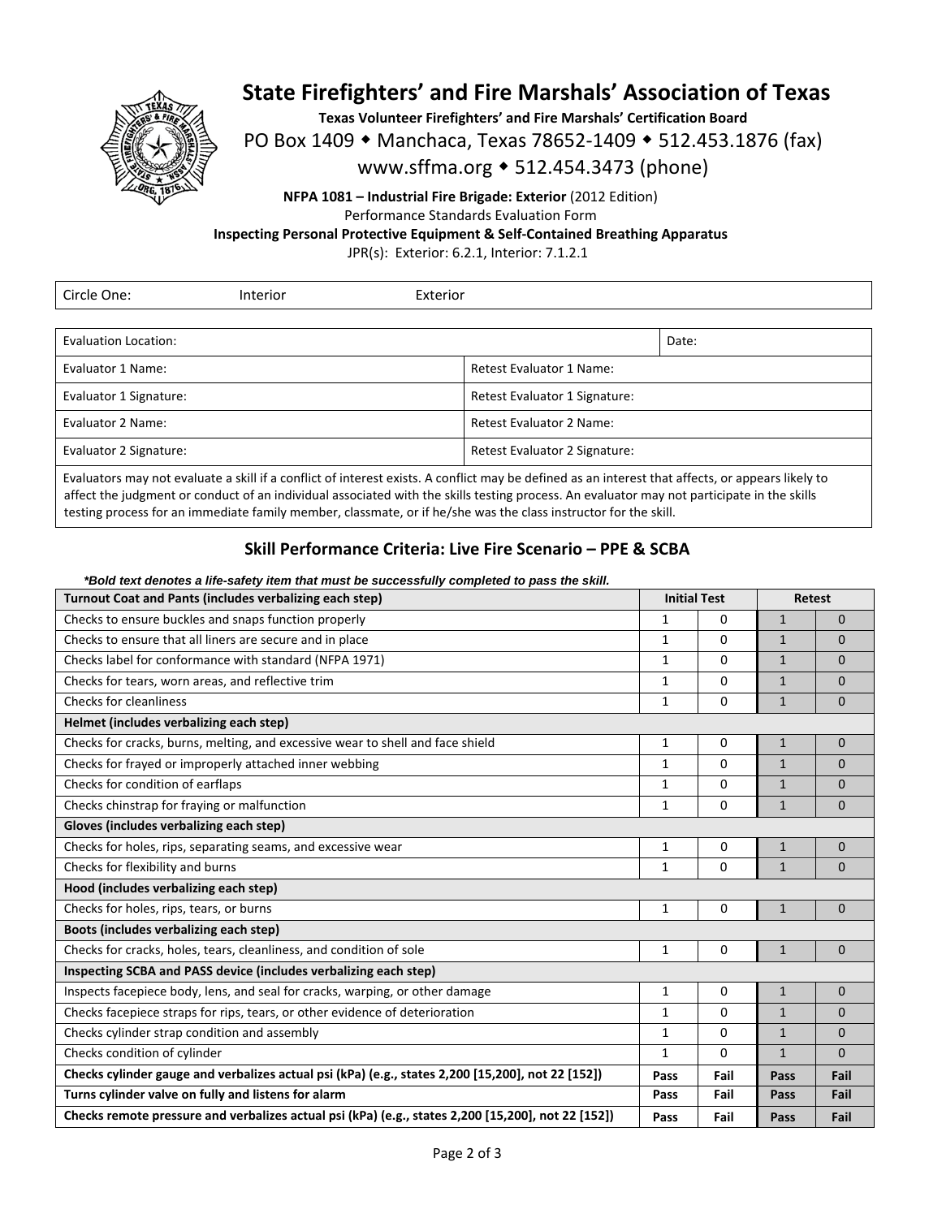# State Firefighters' and Fire Marshals' Association of Texas

**Texas Volunteer Firefighters' and Fire Marshals' Certification Board**

PO Box 1409 ◆ Manchaca, Texas 78652-1409 ◆ 512.453.1876 (fax)

www.sffma.org ◆ 512.454.3473 (phone)

**NFPA 1081 – Industrial Fire Brigade: Exterior** (2012 Edition)

Performance Standards Evaluation Form

**Inspecting Personal Protective Equipment & Self-Contained Breathing Apparatus**

JPR(s): Exterior: 6.2.1, Interior: 7.1.2.1

| Circle One: | Interior | Exterior |
|---|---|---|

| Evaluation Location: | Date: |
|---|---|
| Evaluator 1 Name: | Retest Evaluator 1 Name: |
| Evaluator 1 Signature: | Retest Evaluator 1 Signature: |
| Evaluator 2 Name: | Retest Evaluator 2 Name: |
| Evaluator 2 Signature: | Retest Evaluator 2 Signature: |

Evaluators may not evaluate a skill if a conflict of interest exists. A conflict may be defined as an interest that affects, or appears likely to affect the judgment or conduct of an individual associated with the skills testing process. An evaluator may not participate in the skills testing process for an immediate family member, classmate, or if he/she was the class instructor for the skill.

## Skill Performance Criteria: Live Fire Scenario – PPE & SCBA

***Bold text denotes a life-safety item that must be successfully completed to pass the skill.***

| **Turnout Coat and Pants (includes verbalizing each step)** | **Initial Test** | | **Retest** | |
|---|---|---|---|---|
| Checks to ensure buckles and snaps function properly | 1 | 0 | 1 | 0 |
| Checks to ensure that all liners are secure and in place | 1 | 0 | 1 | 0 |
| Checks label for conformance with standard (NFPA 1971) | 1 | 0 | 1 | 0 |
| Checks for tears, worn areas, and reflective trim | 1 | 0 | 1 | 0 |
| Checks for cleanliness | 1 | 0 | 1 | 0 |
| **Helmet (includes verbalizing each step)** | | | | |
| Checks for cracks, burns, melting, and excessive wear to shell and face shield | 1 | 0 | 1 | 0 |
| Checks for frayed or improperly attached inner webbing | 1 | 0 | 1 | 0 |
| Checks for condition of earflaps | 1 | 0 | 1 | 0 |
| Checks chinstrap for fraying or malfunction | 1 | 0 | 1 | 0 |
| **Gloves (includes verbalizing each step)** | | | | |
| Checks for holes, rips, separating seams, and excessive wear | 1 | 0 | 1 | 0 |
| Checks for flexibility and burns | 1 | 0 | 1 | 0 |
| **Hood (includes verbalizing each step)** | | | | |
| Checks for holes, rips, tears, or burns | 1 | 0 | 1 | 0 |
| **Boots (includes verbalizing each step)** | | | | |
| Checks for cracks, holes, tears, cleanliness, and condition of sole | 1 | 0 | 1 | 0 |
| **Inspecting SCBA and PASS device (includes verbalizing each step)** | | | | |
| Inspects facepiece body, lens, and seal for cracks, warping, or other damage | 1 | 0 | 1 | 0 |
| Checks facepiece straps for rips, tears, or other evidence of deterioration | 1 | 0 | 1 | 0 |
| Checks cylinder strap condition and assembly | 1 | 0 | 1 | 0 |
| Checks condition of cylinder | 1 | 0 | 1 | 0 |
| **Checks cylinder gauge and verbalizes actual psi (kPa) (e.g., states 2,200 [15,200], not 22 [152])** | **Pass** | **Fail** | **Pass** | **Fail** |
| **Turns cylinder valve on fully and listens for alarm** | **Pass** | **Fail** | **Pass** | **Fail** |
| **Checks remote pressure and verbalizes actual psi (kPa) (e.g., states 2,200 [15,200], not 22 [152])** | **Pass** | **Fail** | **Pass** | **Fail** |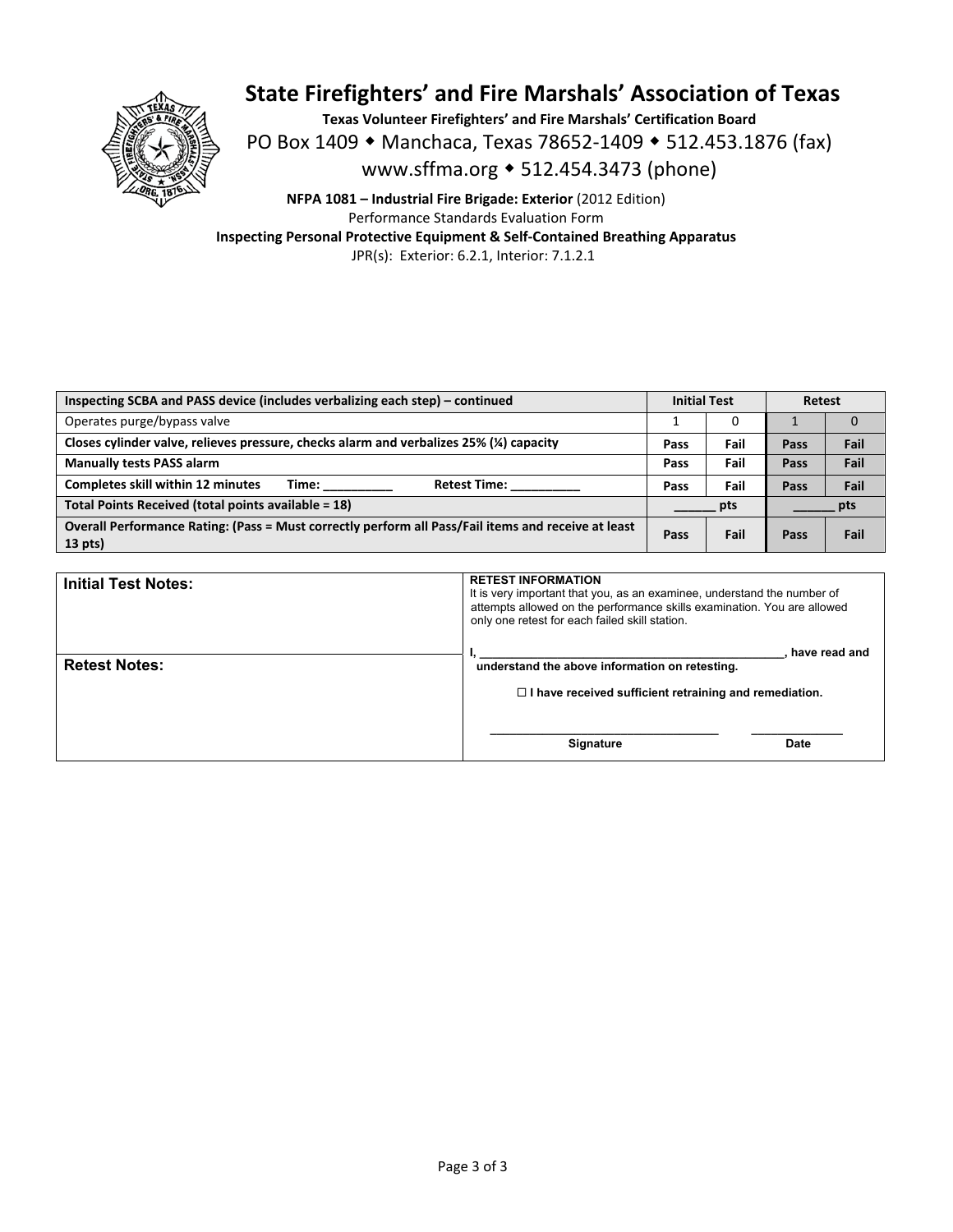# State Firefighters' and Fire Marshals' Association of Texas

**Texas Volunteer Firefighters' and Fire Marshals' Certification Board**

PO Box 1409 ◆ Manchaca, Texas 78652-1409 ◆ 512.453.1876 (fax)

www.sffma.org ◆ 512.454.3473 (phone)

**NFPA 1081 – Industrial Fire Brigade: Exterior** (2012 Edition)

Performance Standards Evaluation Form

**Inspecting Personal Protective Equipment & Self-Contained Breathing Apparatus**

JPR(s): Exterior: 6.2.1, Interior: 7.1.2.1

| **Inspecting SCBA and PASS device (includes verbalizing each step) – continued** | **Initial Test** | | **Retest** | |
|---|---|---|---|---|
| Operates purge/bypass valve | 1 | 0 | 1 | 0 |
| **Closes cylinder valve, relieves pressure, checks alarm and verbalizes 25% (¼) capacity** | **Pass** | **Fail** | **Pass** | **Fail** |
| **Manually tests PASS alarm** | **Pass** | **Fail** | **Pass** | **Fail** |
| **Completes skill within 12 minutes Time: __________ Retest Time: __________** | **Pass** | **Fail** | **Pass** | **Fail** |
| **Total Points Received (total points available = 18)** | **______ pts** | | **______ pts** | |
| **Overall Performance Rating: (Pass = Must correctly perform all Pass/Fail items and receive at least 13 pts)** | **Pass** | **Fail** | **Pass** | **Fail** |

| | |
|---|---|
| **Initial Test Notes:** | **RETEST INFORMATION**<br>It is very important that you, as an examinee, understand the number of attempts allowed on the performance skills examination. You are allowed only one retest for each failed skill station.<br><br>**I, _____________________________________________, have read and understand the above information on retesting.** |
| **Retest Notes:** | ☐ **I have received sufficient retraining and remediation.**<br><br>_________________________________ **Signature** _____________ **Date** |